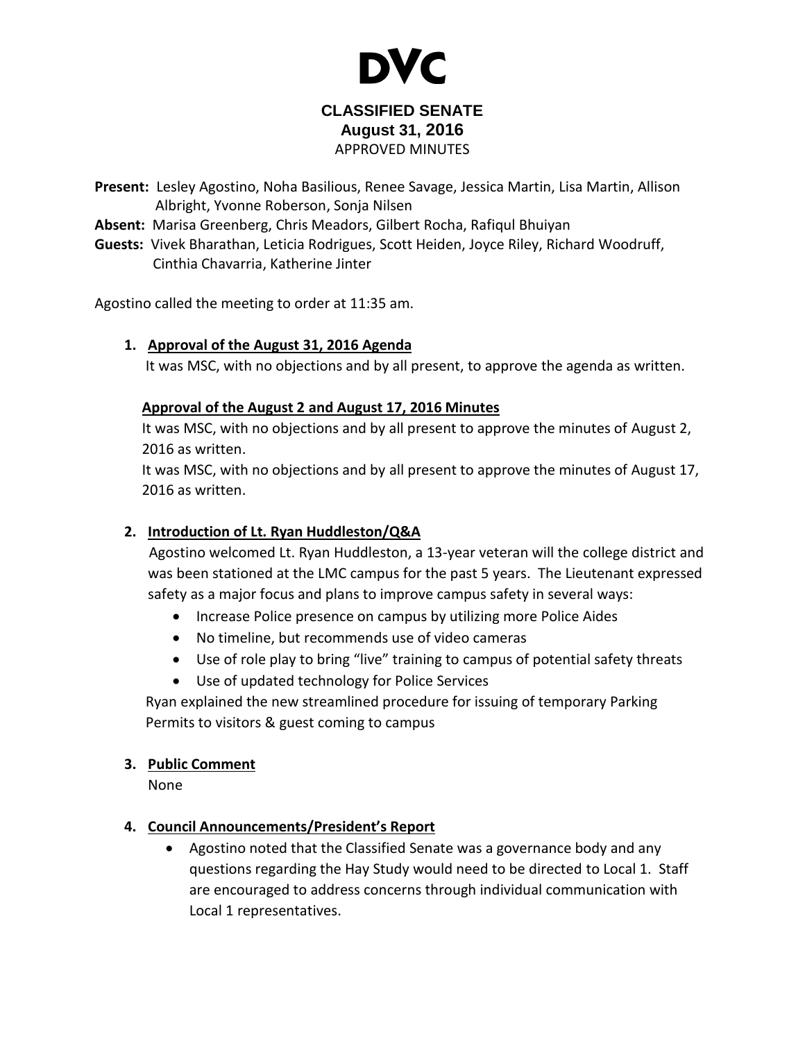# DVC

## CLASSIFIED SENATE
### August 31, 2016
APPROVED MINUTES

**Present:** Lesley Agostino, Noha Basilious, Renee Savage, Jessica Martin, Lisa Martin, Allison Albright, Yvonne Roberson, Sonja Nilsen
**Absent:** Marisa Greenberg, Chris Meadors, Gilbert Rocha, Rafiqul Bhuiyan
**Guests:** Vivek Bharathan, Leticia Rodrigues, Scott Heiden, Joyce Riley, Richard Woodruff, Cinthia Chavarria, Katherine Jinter

Agostino called the meeting to order at 11:35 am.

1. **Approval of the August 31, 2016 Agenda**
   It was MSC, with no objections and by all present, to approve the agenda as written.

   **Approval of the August 2 and August 17, 2016 Minutes**
   It was MSC, with no objections and by all present to approve the minutes of August 2, 2016 as written.
   It was MSC, with no objections and by all present to approve the minutes of August 17, 2016 as written.

2. **Introduction of Lt. Ryan Huddleston/Q&A**
   Agostino welcomed Lt. Ryan Huddleston, a 13-year veteran will the college district and was been stationed at the LMC campus for the past 5 years. The Lieutenant expressed safety as a major focus and plans to improve campus safety in several ways:
   - Increase Police presence on campus by utilizing more Police Aides
   - No timeline, but recommends use of video cameras
   - Use of role play to bring "live" training to campus of potential safety threats
   - Use of updated technology for Police Services

   Ryan explained the new streamlined procedure for issuing of temporary Parking Permits to visitors & guest coming to campus

3. **Public Comment**
   None

4. **Council Announcements/President's Report**
   - Agostino noted that the Classified Senate was a governance body and any questions regarding the Hay Study would need to be directed to Local 1. Staff are encouraged to address concerns through individual communication with Local 1 representatives.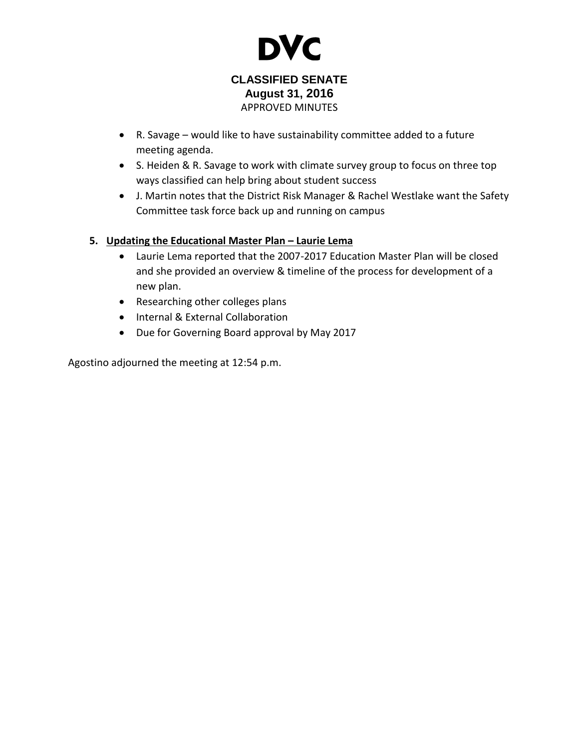- R. Savage – would like to have sustainability committee added to a future meeting agenda.
- S. Heiden & R. Savage to work with climate survey group to focus on three top ways classified can help bring about student success
- J. Martin notes that the District Risk Manager & Rachel Westlake want the Safety Committee task force back up and running on campus

5. **Updating the Educational Master Plan – Laurie Lema**
    - Laurie Lema reported that the 2007-2017 Education Master Plan will be closed and she provided an overview & timeline of the process for development of a new plan.
    - Researching other colleges plans
    - Internal & External Collaboration
    - Due for Governing Board approval by May 2017

Agostino adjourned the meeting at 12:54 p.m.